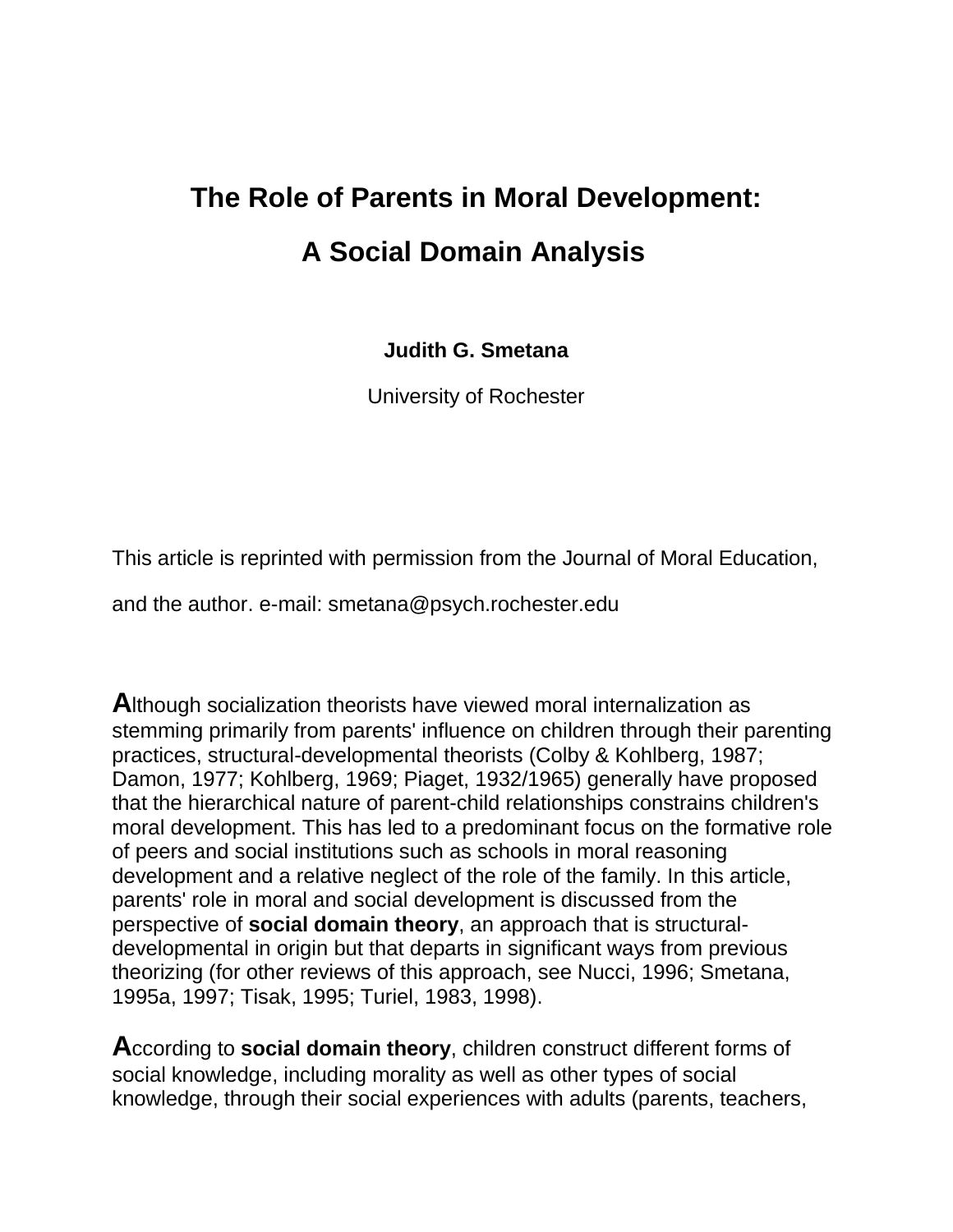# The Role of Parents in Moral Development:

# A Social Domain Analysis

**Judith G. Smetana**

University of Rochester

This article is reprinted with permission from the Journal of Moral Education, and the author. e-mail: smetana@psych.rochester.edu

**A**lthough socialization theorists have viewed moral internalization as stemming primarily from parents' influence on children through their parenting practices, structural-developmental theorists (Colby & Kohlberg, 1987; Damon, 1977; Kohlberg, 1969; Piaget, 1932/1965) generally have proposed that the hierarchical nature of parent-child relationships constrains children's moral development. This has led to a predominant focus on the formative role of peers and social institutions such as schools in moral reasoning development and a relative neglect of the role of the family. In this article, parents' role in moral and social development is discussed from the perspective of **social domain theory**, an approach that is structural-developmental in origin but that departs in significant ways from previous theorizing (for other reviews of this approach, see Nucci, 1996; Smetana, 1995a, 1997; Tisak, 1995; Turiel, 1983, 1998).

**A**ccording to **social domain theory**, children construct different forms of social knowledge, including morality as well as other types of social knowledge, through their social experiences with adults (parents, teachers,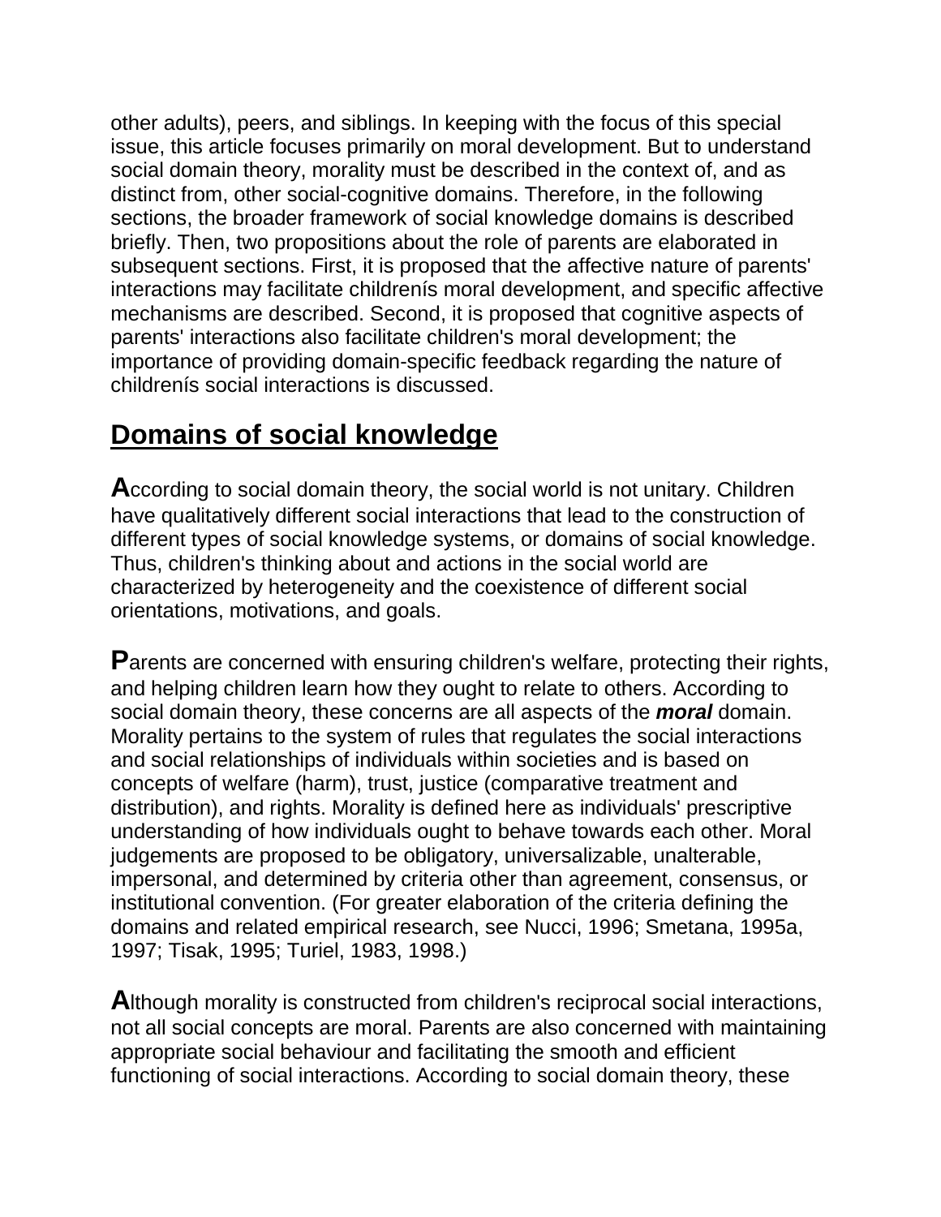other adults), peers, and siblings. In keeping with the focus of this special issue, this article focuses primarily on moral development. But to understand social domain theory, morality must be described in the context of, and as distinct from, other social-cognitive domains. Therefore, in the following sections, the broader framework of social knowledge domains is described briefly. Then, two propositions about the role of parents are elaborated in subsequent sections. First, it is proposed that the affective nature of parents' interactions may facilitate childrenís moral development, and specific affective mechanisms are described. Second, it is proposed that cognitive aspects of parents' interactions also facilitate children's moral development; the importance of providing domain-specific feedback regarding the nature of childrenís social interactions is discussed.

## Domains of social knowledge

**A**ccording to social domain theory, the social world is not unitary. Children have qualitatively different social interactions that lead to the construction of different types of social knowledge systems, or domains of social knowledge. Thus, children's thinking about and actions in the social world are characterized by heterogeneity and the coexistence of different social orientations, motivations, and goals.

**P**arents are concerned with ensuring children's welfare, protecting their rights, and helping children learn how they ought to relate to others. According to social domain theory, these concerns are all aspects of the ***moral*** domain. Morality pertains to the system of rules that regulates the social interactions and social relationships of individuals within societies and is based on concepts of welfare (harm), trust, justice (comparative treatment and distribution), and rights. Morality is defined here as individuals' prescriptive understanding of how individuals ought to behave towards each other. Moral judgements are proposed to be obligatory, universalizable, unalterable, impersonal, and determined by criteria other than agreement, consensus, or institutional convention. (For greater elaboration of the criteria defining the domains and related empirical research, see Nucci, 1996; Smetana, 1995a, 1997; Tisak, 1995; Turiel, 1983, 1998.)

**A**lthough morality is constructed from children's reciprocal social interactions, not all social concepts are moral. Parents are also concerned with maintaining appropriate social behaviour and facilitating the smooth and efficient functioning of social interactions. According to social domain theory, these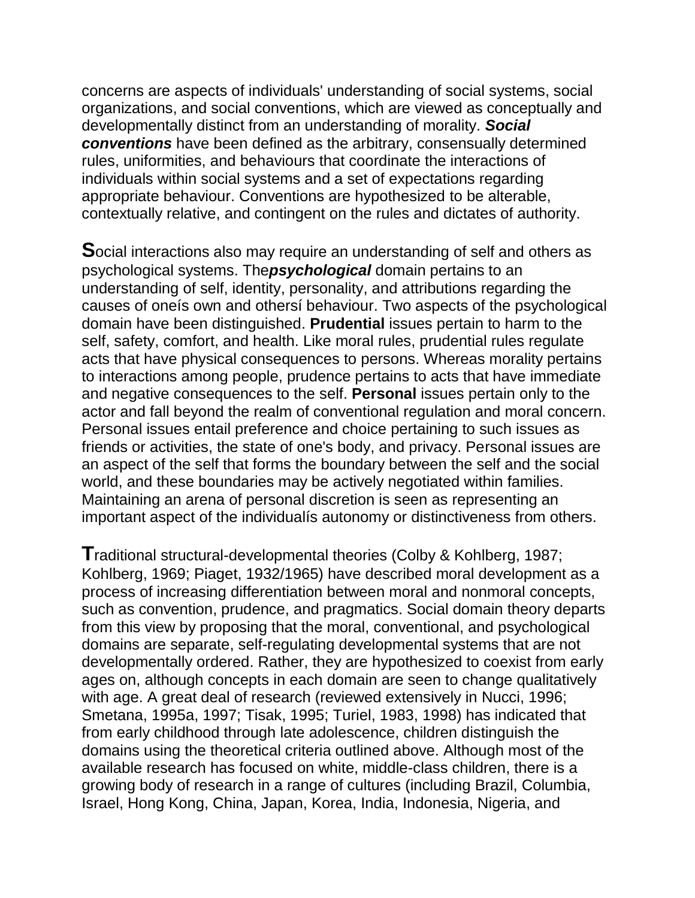concerns are aspects of individuals' understanding of social systems, social organizations, and social conventions, which are viewed as conceptually and developmentally distinct from an understanding of morality. ***Social conventions*** have been defined as the arbitrary, consensually determined rules, uniformities, and behaviours that coordinate the interactions of individuals within social systems and a set of expectations regarding appropriate behaviour. Conventions are hypothesized to be alterable, contextually relative, and contingent on the rules and dictates of authority.

**S**ocial interactions also may require an understanding of self and others as psychological systems. The***psychological*** domain pertains to an understanding of self, identity, personality, and attributions regarding the causes of oneís own and othersí behaviour. Two aspects of the psychological domain have been distinguished. **Prudential** issues pertain to harm to the self, safety, comfort, and health. Like moral rules, prudential rules regulate acts that have physical consequences to persons. Whereas morality pertains to interactions among people, prudence pertains to acts that have immediate and negative consequences to the self. **Personal** issues pertain only to the actor and fall beyond the realm of conventional regulation and moral concern. Personal issues entail preference and choice pertaining to such issues as friends or activities, the state of one's body, and privacy. Personal issues are an aspect of the self that forms the boundary between the self and the social world, and these boundaries may be actively negotiated within families. Maintaining an arena of personal discretion is seen as representing an important aspect of the individualís autonomy or distinctiveness from others.

**T**raditional structural-developmental theories (Colby & Kohlberg, 1987; Kohlberg, 1969; Piaget, 1932/1965) have described moral development as a process of increasing differentiation between moral and nonmoral concepts, such as convention, prudence, and pragmatics. Social domain theory departs from this view by proposing that the moral, conventional, and psychological domains are separate, self-regulating developmental systems that are not developmentally ordered. Rather, they are hypothesized to coexist from early ages on, although concepts in each domain are seen to change qualitatively with age. A great deal of research (reviewed extensively in Nucci, 1996; Smetana, 1995a, 1997; Tisak, 1995; Turiel, 1983, 1998) has indicated that from early childhood through late adolescence, children distinguish the domains using the theoretical criteria outlined above. Although most of the available research has focused on white, middle-class children, there is a growing body of research in a range of cultures (including Brazil, Columbia, Israel, Hong Kong, China, Japan, Korea, India, Indonesia, Nigeria, and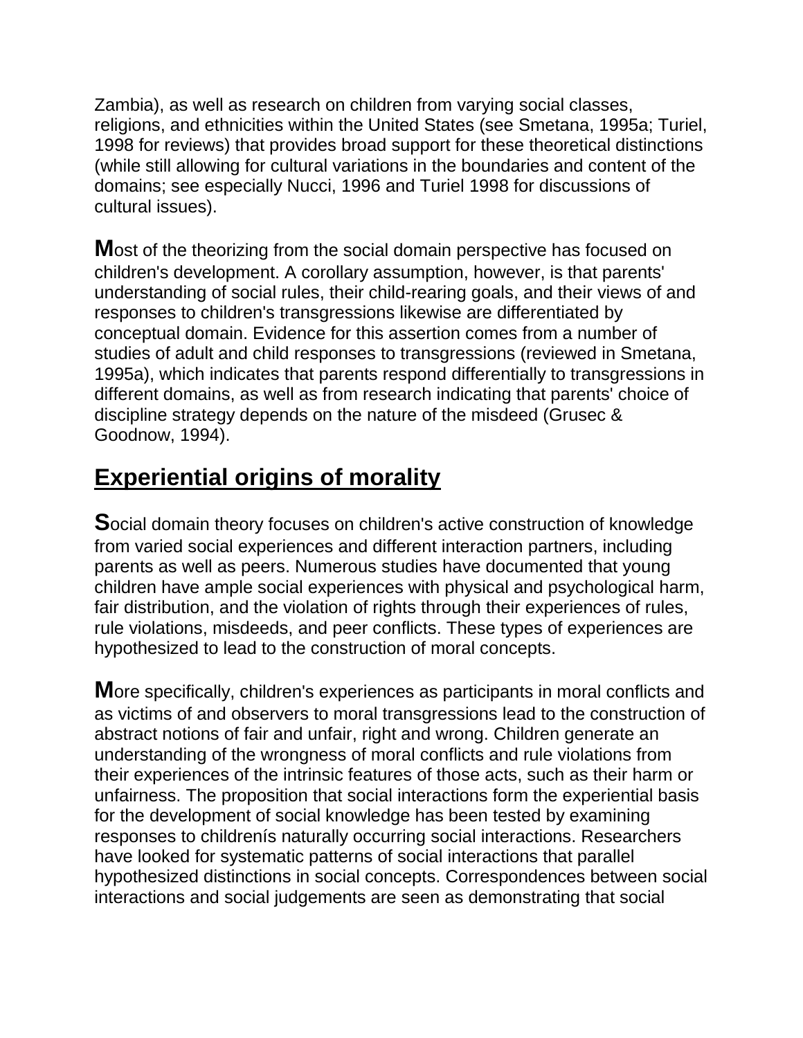Zambia), as well as research on children from varying social classes, religions, and ethnicities within the United States (see Smetana, 1995a; Turiel, 1998 for reviews) that provides broad support for these theoretical distinctions (while still allowing for cultural variations in the boundaries and content of the domains; see especially Nucci, 1996 and Turiel 1998 for discussions of cultural issues).

**M**ost of the theorizing from the social domain perspective has focused on children's development. A corollary assumption, however, is that parents' understanding of social rules, their child-rearing goals, and their views of and responses to children's transgressions likewise are differentiated by conceptual domain. Evidence for this assertion comes from a number of studies of adult and child responses to transgressions (reviewed in Smetana, 1995a), which indicates that parents respond differentially to transgressions in different domains, as well as from research indicating that parents' choice of discipline strategy depends on the nature of the misdeed (Grusec & Goodnow, 1994).

## Experiential origins of morality

**S**ocial domain theory focuses on children's active construction of knowledge from varied social experiences and different interaction partners, including parents as well as peers. Numerous studies have documented that young children have ample social experiences with physical and psychological harm, fair distribution, and the violation of rights through their experiences of rules, rule violations, misdeeds, and peer conflicts. These types of experiences are hypothesized to lead to the construction of moral concepts.

**M**ore specifically, children's experiences as participants in moral conflicts and as victims of and observers to moral transgressions lead to the construction of abstract notions of fair and unfair, right and wrong. Children generate an understanding of the wrongness of moral conflicts and rule violations from their experiences of the intrinsic features of those acts, such as their harm or unfairness. The proposition that social interactions form the experiential basis for the development of social knowledge has been tested by examining responses to childrenís naturally occurring social interactions. Researchers have looked for systematic patterns of social interactions that parallel hypothesized distinctions in social concepts. Correspondences between social interactions and social judgements are seen as demonstrating that social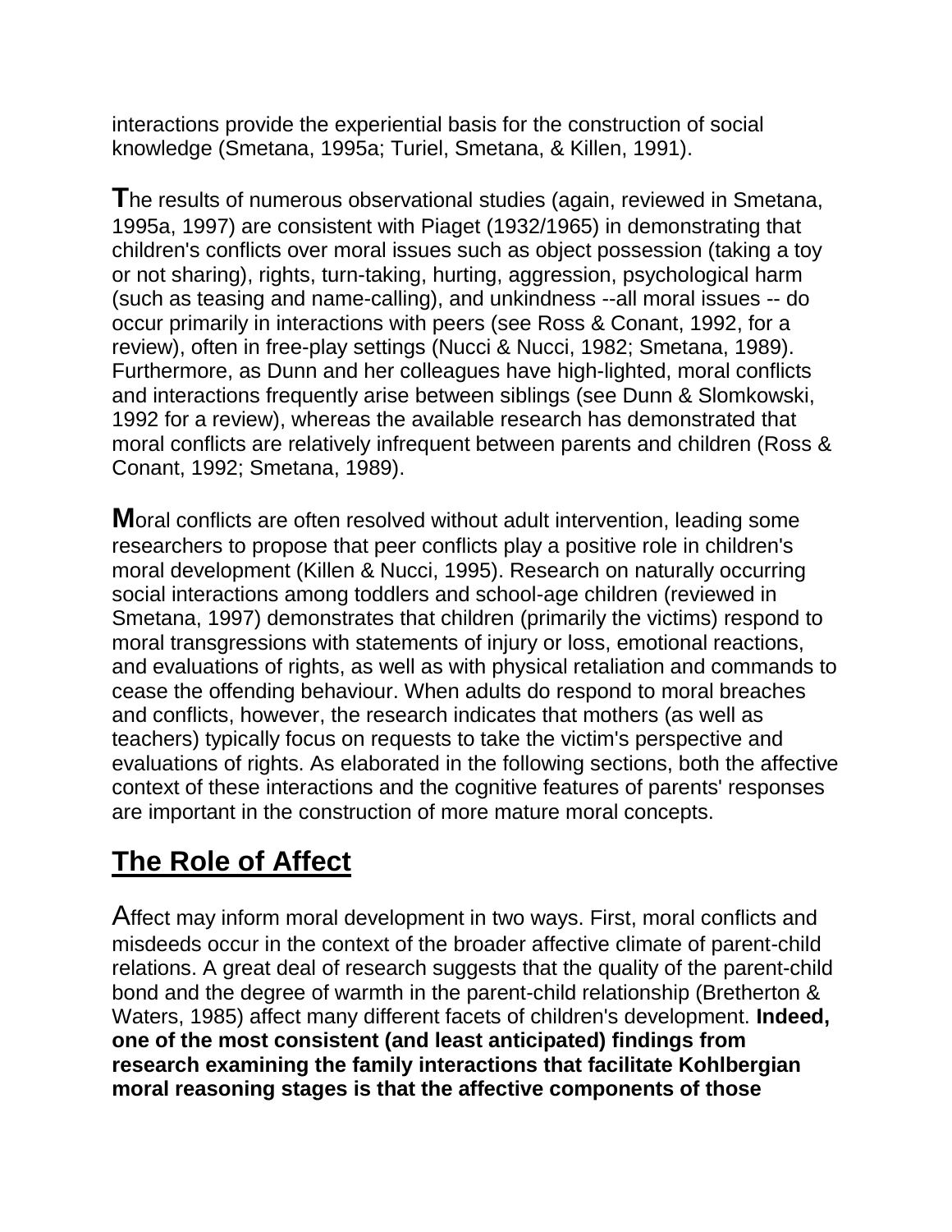interactions provide the experiential basis for the construction of social knowledge (Smetana, 1995a; Turiel, Smetana, & Killen, 1991).

The results of numerous observational studies (again, reviewed in Smetana, 1995a, 1997) are consistent with Piaget (1932/1965) in demonstrating that children's conflicts over moral issues such as object possession (taking a toy or not sharing), rights, turn-taking, hurting, aggression, psychological harm (such as teasing and name-calling), and unkindness --all moral issues -- do occur primarily in interactions with peers (see Ross & Conant, 1992, for a review), often in free-play settings (Nucci & Nucci, 1982; Smetana, 1989). Furthermore, as Dunn and her colleagues have high-lighted, moral conflicts and interactions frequently arise between siblings (see Dunn & Slomkowski, 1992 for a review), whereas the available research has demonstrated that moral conflicts are relatively infrequent between parents and children (Ross & Conant, 1992; Smetana, 1989).

Moral conflicts are often resolved without adult intervention, leading some researchers to propose that peer conflicts play a positive role in children's moral development (Killen & Nucci, 1995). Research on naturally occurring social interactions among toddlers and school-age children (reviewed in Smetana, 1997) demonstrates that children (primarily the victims) respond to moral transgressions with statements of injury or loss, emotional reactions, and evaluations of rights, as well as with physical retaliation and commands to cease the offending behaviour. When adults do respond to moral breaches and conflicts, however, the research indicates that mothers (as well as teachers) typically focus on requests to take the victim's perspective and evaluations of rights. As elaborated in the following sections, both the affective context of these interactions and the cognitive features of parents' responses are important in the construction of more mature moral concepts.

## The Role of Affect

Affect may inform moral development in two ways. First, moral conflicts and misdeeds occur in the context of the broader affective climate of parent-child relations. A great deal of research suggests that the quality of the parent-child bond and the degree of warmth in the parent-child relationship (Bretherton & Waters, 1985) affect many different facets of children's development. **Indeed, one of the most consistent (and least anticipated) findings from research examining the family interactions that facilitate Kohlbergian moral reasoning stages is that the affective components of those**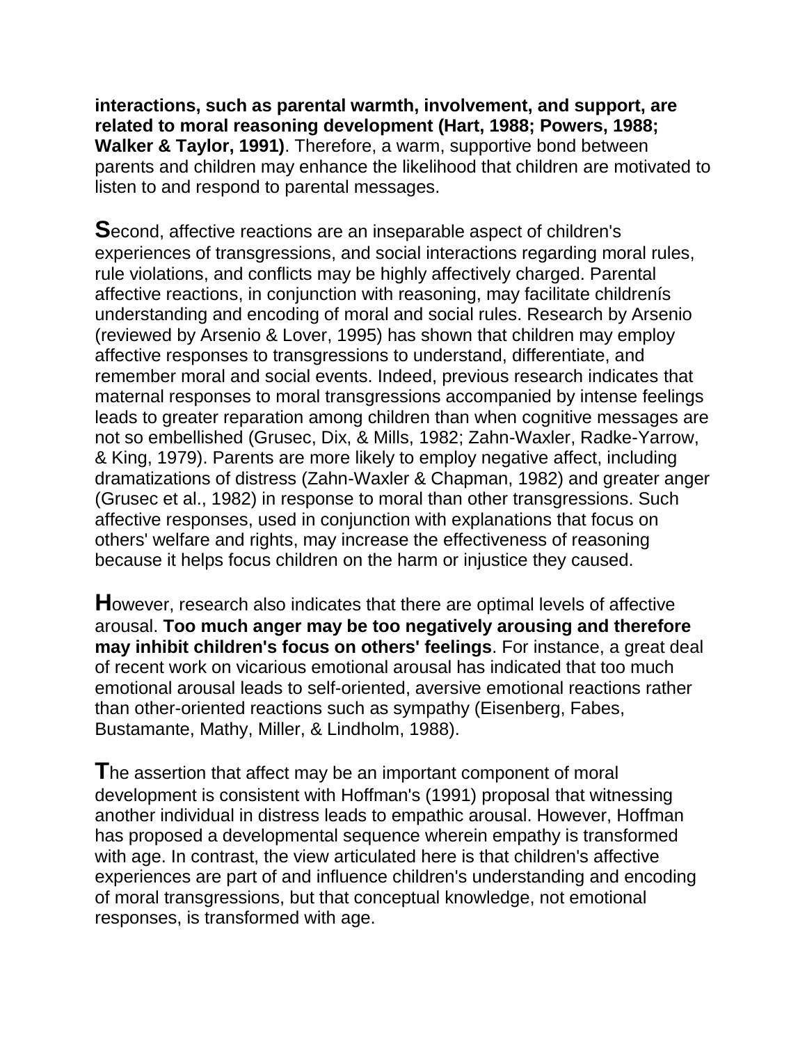**interactions, such as parental warmth, involvement, and support, are related to moral reasoning development (Hart, 1988; Powers, 1988; Walker & Taylor, 1991)**. Therefore, a warm, supportive bond between parents and children may enhance the likelihood that children are motivated to listen to and respond to parental messages.

**S**econd, affective reactions are an inseparable aspect of children's experiences of transgressions, and social interactions regarding moral rules, rule violations, and conflicts may be highly affectively charged. Parental affective reactions, in conjunction with reasoning, may facilitate childrenís understanding and encoding of moral and social rules. Research by Arsenio (reviewed by Arsenio & Lover, 1995) has shown that children may employ affective responses to transgressions to understand, differentiate, and remember moral and social events. Indeed, previous research indicates that maternal responses to moral transgressions accompanied by intense feelings leads to greater reparation among children than when cognitive messages are not so embellished (Grusec, Dix, & Mills, 1982; Zahn-Waxler, Radke-Yarrow, & King, 1979). Parents are more likely to employ negative affect, including dramatizations of distress (Zahn-Waxler & Chapman, 1982) and greater anger (Grusec et al., 1982) in response to moral than other transgressions. Such affective responses, used in conjunction with explanations that focus on others' welfare and rights, may increase the effectiveness of reasoning because it helps focus children on the harm or injustice they caused.

**H**owever, research also indicates that there are optimal levels of affective arousal. **Too much anger may be too negatively arousing and therefore may inhibit children's focus on others' feelings**. For instance, a great deal of recent work on vicarious emotional arousal has indicated that too much emotional arousal leads to self-oriented, aversive emotional reactions rather than other-oriented reactions such as sympathy (Eisenberg, Fabes, Bustamante, Mathy, Miller, & Lindholm, 1988).

**T**he assertion that affect may be an important component of moral development is consistent with Hoffman's (1991) proposal that witnessing another individual in distress leads to empathic arousal. However, Hoffman has proposed a developmental sequence wherein empathy is transformed with age. In contrast, the view articulated here is that children's affective experiences are part of and influence children's understanding and encoding of moral transgressions, but that conceptual knowledge, not emotional responses, is transformed with age.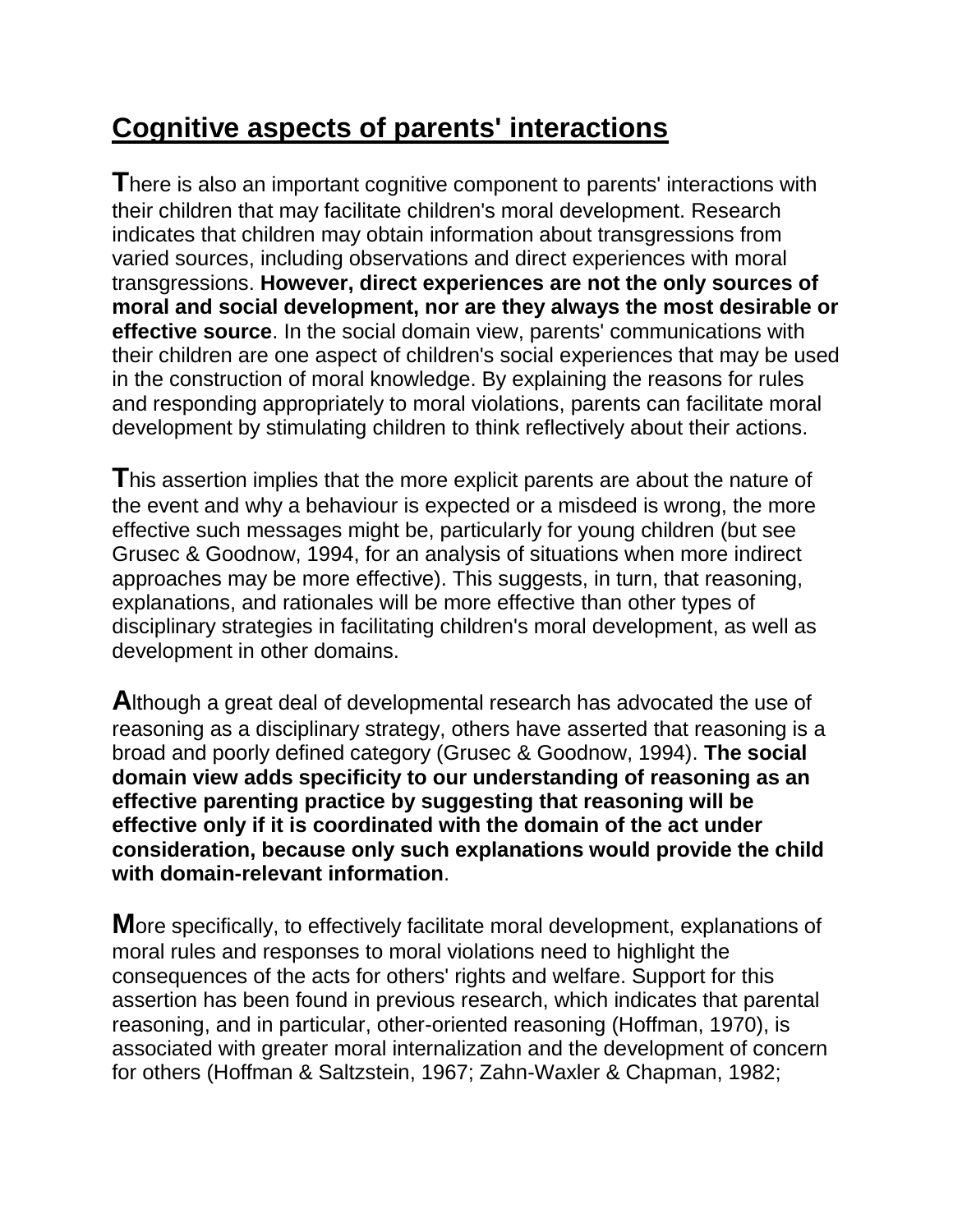## Cognitive aspects of parents' interactions

There is also an important cognitive component to parents' interactions with their children that may facilitate children's moral development. Research indicates that children may obtain information about transgressions from varied sources, including observations and direct experiences with moral transgressions. **However, direct experiences are not the only sources of moral and social development, nor are they always the most desirable or effective source**. In the social domain view, parents' communications with their children are one aspect of children's social experiences that may be used in the construction of moral knowledge. By explaining the reasons for rules and responding appropriately to moral violations, parents can facilitate moral development by stimulating children to think reflectively about their actions.

This assertion implies that the more explicit parents are about the nature of the event and why a behaviour is expected or a misdeed is wrong, the more effective such messages might be, particularly for young children (but see Grusec & Goodnow, 1994, for an analysis of situations when more indirect approaches may be more effective). This suggests, in turn, that reasoning, explanations, and rationales will be more effective than other types of disciplinary strategies in facilitating children's moral development, as well as development in other domains.

Although a great deal of developmental research has advocated the use of reasoning as a disciplinary strategy, others have asserted that reasoning is a broad and poorly defined category (Grusec & Goodnow, 1994). **The social domain view adds specificity to our understanding of reasoning as an effective parenting practice by suggesting that reasoning will be effective only if it is coordinated with the domain of the act under consideration, because only such explanations would provide the child with domain-relevant information**.

More specifically, to effectively facilitate moral development, explanations of moral rules and responses to moral violations need to highlight the consequences of the acts for others' rights and welfare. Support for this assertion has been found in previous research, which indicates that parental reasoning, and in particular, other-oriented reasoning (Hoffman, 1970), is associated with greater moral internalization and the development of concern for others (Hoffman & Saltzstein, 1967; Zahn-Waxler & Chapman, 1982;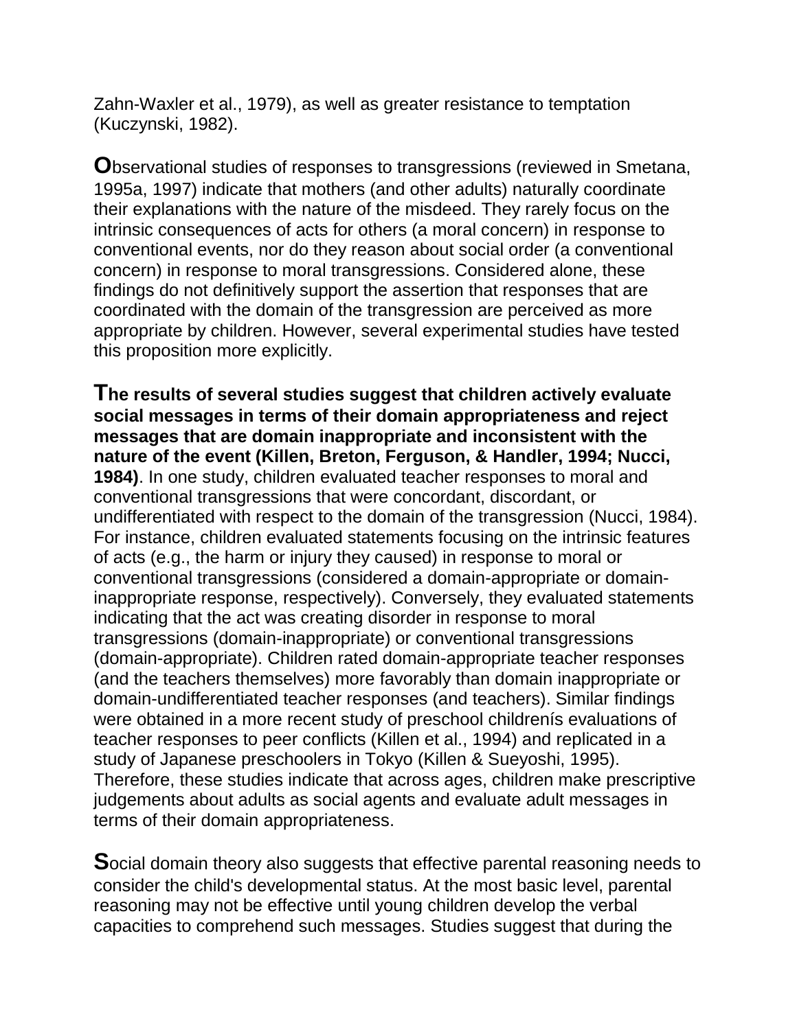Zahn-Waxler et al., 1979), as well as greater resistance to temptation (Kuczynski, 1982).

**O**bservational studies of responses to transgressions (reviewed in Smetana, 1995a, 1997) indicate that mothers (and other adults) naturally coordinate their explanations with the nature of the misdeed. They rarely focus on the intrinsic consequences of acts for others (a moral concern) in response to conventional events, nor do they reason about social order (a conventional concern) in response to moral transgressions. Considered alone, these findings do not definitively support the assertion that responses that are coordinated with the domain of the transgression are perceived as more appropriate by children. However, several experimental studies have tested this proposition more explicitly.

**The results of several studies suggest that children actively evaluate social messages in terms of their domain appropriateness and reject messages that are domain inappropriate and inconsistent with the nature of the event (Killen, Breton, Ferguson, & Handler, 1994; Nucci, 1984)**. In one study, children evaluated teacher responses to moral and conventional transgressions that were concordant, discordant, or undifferentiated with respect to the domain of the transgression (Nucci, 1984). For instance, children evaluated statements focusing on the intrinsic features of acts (e.g., the harm or injury they caused) in response to moral or conventional transgressions (considered a domain-appropriate or domain-inappropriate response, respectively). Conversely, they evaluated statements indicating that the act was creating disorder in response to moral transgressions (domain-inappropriate) or conventional transgressions (domain-appropriate). Children rated domain-appropriate teacher responses (and the teachers themselves) more favorably than domain inappropriate or domain-undifferentiated teacher responses (and teachers). Similar findings were obtained in a more recent study of preschool childrenís evaluations of teacher responses to peer conflicts (Killen et al., 1994) and replicated in a study of Japanese preschoolers in Tokyo (Killen & Sueyoshi, 1995). Therefore, these studies indicate that across ages, children make prescriptive judgements about adults as social agents and evaluate adult messages in terms of their domain appropriateness.

**S**ocial domain theory also suggests that effective parental reasoning needs to consider the child's developmental status. At the most basic level, parental reasoning may not be effective until young children develop the verbal capacities to comprehend such messages. Studies suggest that during the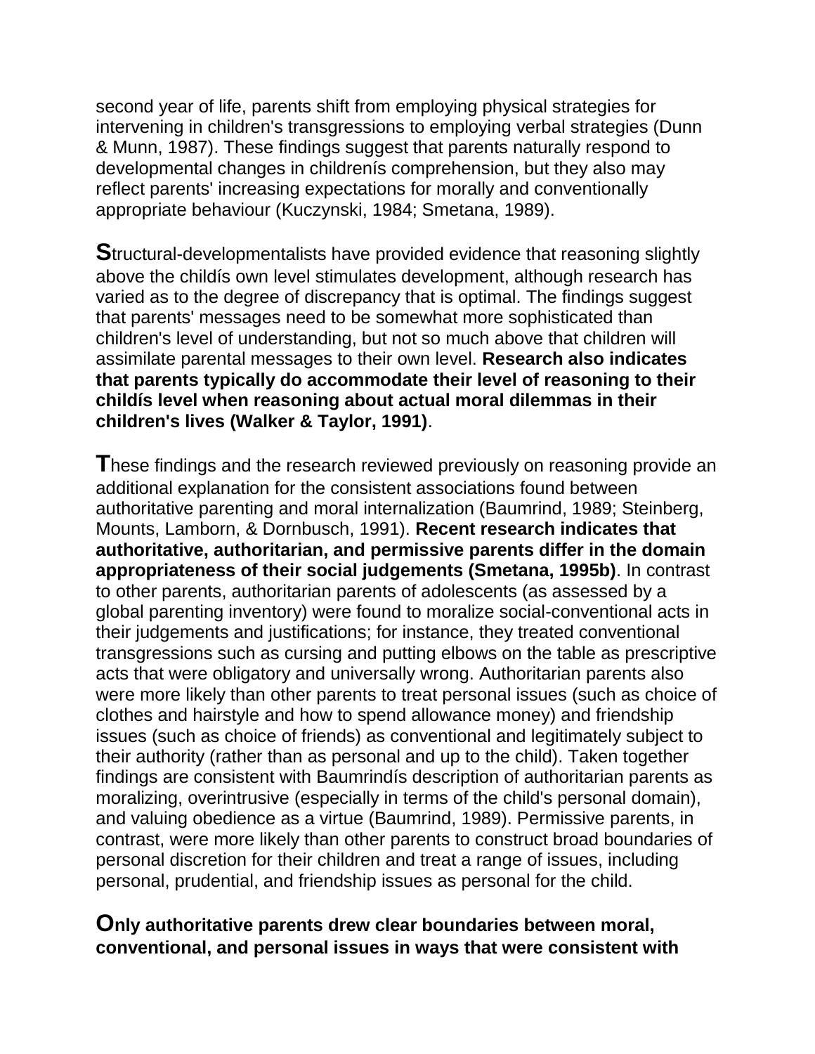second year of life, parents shift from employing physical strategies for intervening in children's transgressions to employing verbal strategies (Dunn & Munn, 1987). These findings suggest that parents naturally respond to developmental changes in childrenís comprehension, but they also may reflect parents' increasing expectations for morally and conventionally appropriate behaviour (Kuczynski, 1984; Smetana, 1989).

**S**tructural-developmentalists have provided evidence that reasoning slightly above the childís own level stimulates development, although research has varied as to the degree of discrepancy that is optimal. The findings suggest that parents' messages need to be somewhat more sophisticated than children's level of understanding, but not so much above that children will assimilate parental messages to their own level. **Research also indicates that parents typically do accommodate their level of reasoning to their childís level when reasoning about actual moral dilemmas in their children's lives (Walker & Taylor, 1991)**.

**T**hese findings and the research reviewed previously on reasoning provide an additional explanation for the consistent associations found between authoritative parenting and moral internalization (Baumrind, 1989; Steinberg, Mounts, Lamborn, & Dornbusch, 1991). **Recent research indicates that authoritative, authoritarian, and permissive parents differ in the domain appropriateness of their social judgements (Smetana, 1995b)**. In contrast to other parents, authoritarian parents of adolescents (as assessed by a global parenting inventory) were found to moralize social-conventional acts in their judgements and justifications; for instance, they treated conventional transgressions such as cursing and putting elbows on the table as prescriptive acts that were obligatory and universally wrong. Authoritarian parents also were more likely than other parents to treat personal issues (such as choice of clothes and hairstyle and how to spend allowance money) and friendship issues (such as choice of friends) as conventional and legitimately subject to their authority (rather than as personal and up to the child). Taken together findings are consistent with Baumrindís description of authoritarian parents as moralizing, overintrusive (especially in terms of the child's personal domain), and valuing obedience as a virtue (Baumrind, 1989). Permissive parents, in contrast, were more likely than other parents to construct broad boundaries of personal discretion for their children and treat a range of issues, including personal, prudential, and friendship issues as personal for the child.

**Only authoritative parents drew clear boundaries between moral, conventional, and personal issues in ways that were consistent with**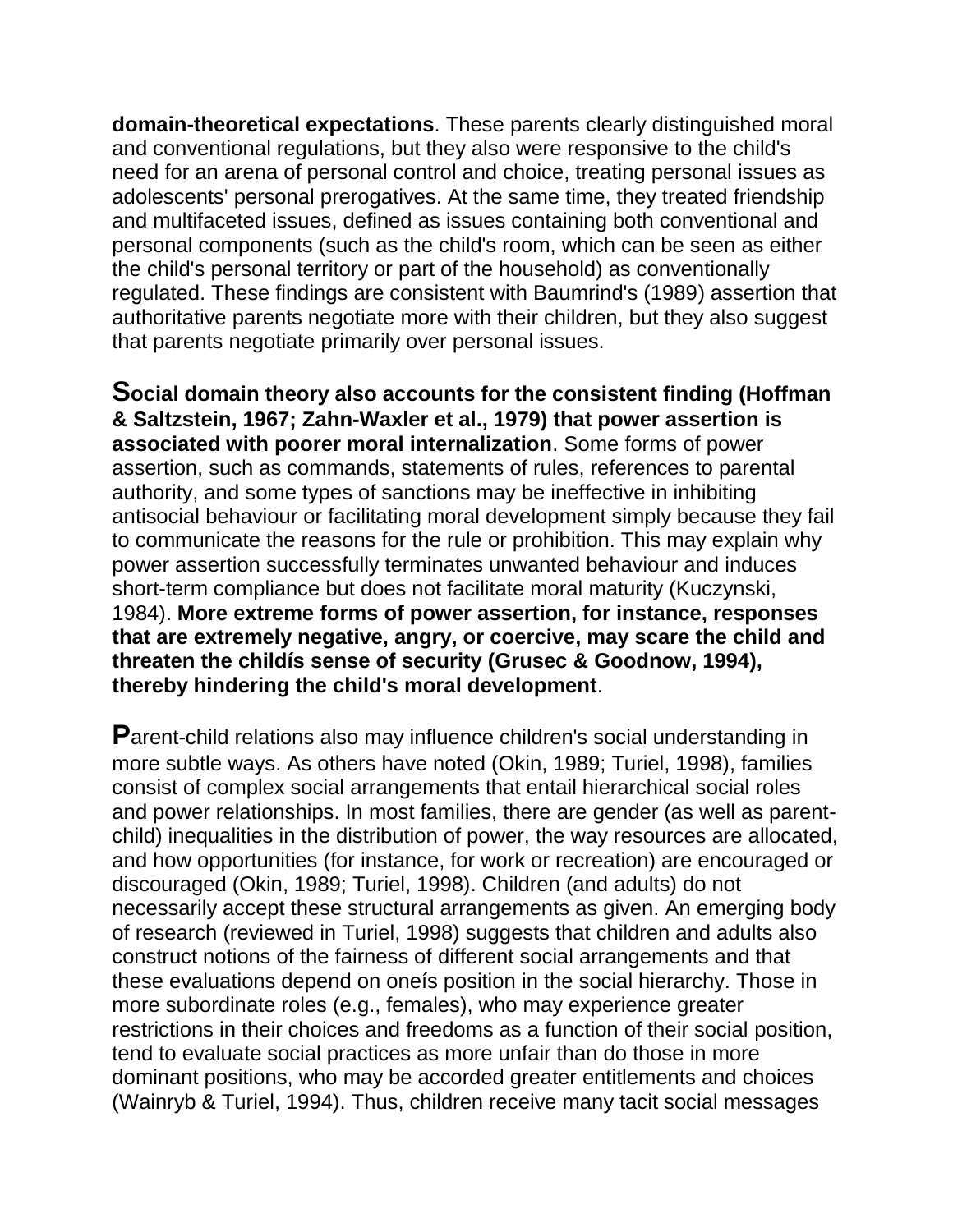**domain-theoretical expectations**. These parents clearly distinguished moral and conventional regulations, but they also were responsive to the child's need for an arena of personal control and choice, treating personal issues as adolescents' personal prerogatives. At the same time, they treated friendship and multifaceted issues, defined as issues containing both conventional and personal components (such as the child's room, which can be seen as either the child's personal territory or part of the household) as conventionally regulated. These findings are consistent with Baumrind's (1989) assertion that authoritative parents negotiate more with their children, but they also suggest that parents negotiate primarily over personal issues.

**Social domain theory also accounts for the consistent finding (Hoffman & Saltzstein, 1967; Zahn-Waxler et al., 1979) that power assertion is associated with poorer moral internalization**. Some forms of power assertion, such as commands, statements of rules, references to parental authority, and some types of sanctions may be ineffective in inhibiting antisocial behaviour or facilitating moral development simply because they fail to communicate the reasons for the rule or prohibition. This may explain why power assertion successfully terminates unwanted behaviour and induces short-term compliance but does not facilitate moral maturity (Kuczynski, 1984). **More extreme forms of power assertion, for instance, responses that are extremely negative, angry, or coercive, may scare the child and threaten the childís sense of security (Grusec & Goodnow, 1994), thereby hindering the child's moral development**.

Parent-child relations also may influence children's social understanding in more subtle ways. As others have noted (Okin, 1989; Turiel, 1998), families consist of complex social arrangements that entail hierarchical social roles and power relationships. In most families, there are gender (as well as parent-child) inequalities in the distribution of power, the way resources are allocated, and how opportunities (for instance, for work or recreation) are encouraged or discouraged (Okin, 1989; Turiel, 1998). Children (and adults) do not necessarily accept these structural arrangements as given. An emerging body of research (reviewed in Turiel, 1998) suggests that children and adults also construct notions of the fairness of different social arrangements and that these evaluations depend on oneís position in the social hierarchy. Those in more subordinate roles (e.g., females), who may experience greater restrictions in their choices and freedoms as a function of their social position, tend to evaluate social practices as more unfair than do those in more dominant positions, who may be accorded greater entitlements and choices (Wainryb & Turiel, 1994). Thus, children receive many tacit social messages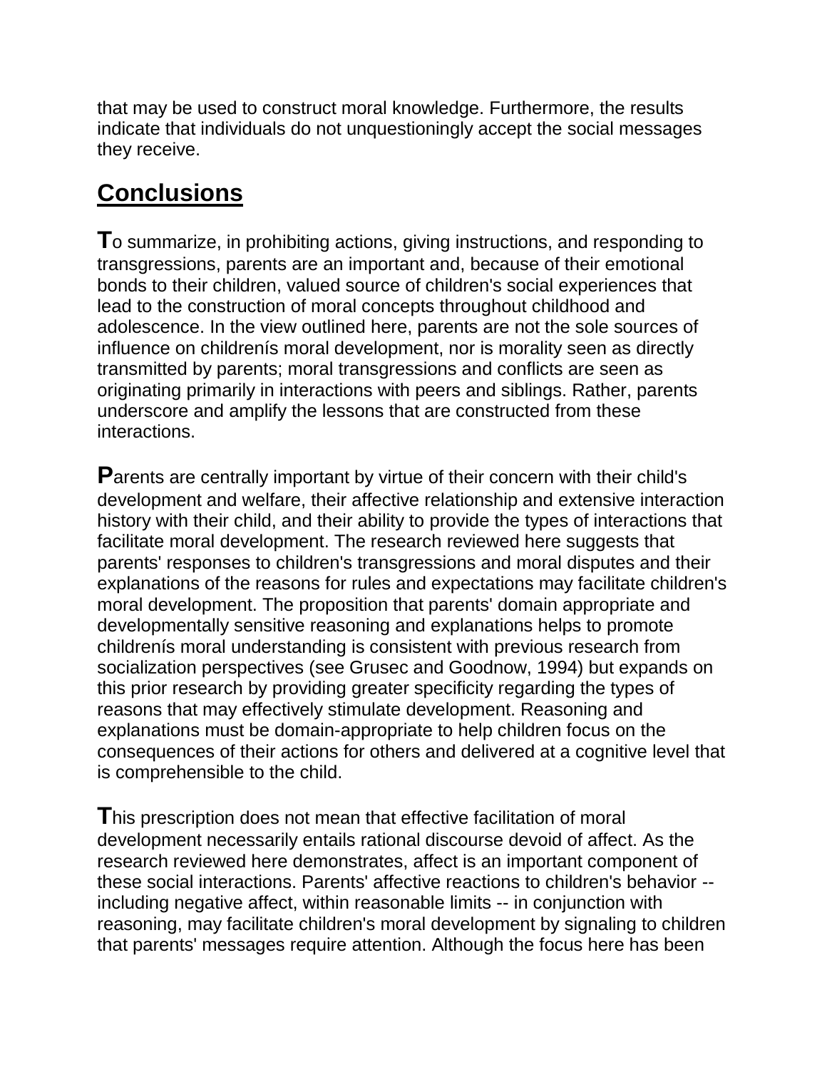that may be used to construct moral knowledge. Furthermore, the results indicate that individuals do not unquestioningly accept the social messages they receive.

## Conclusions

**T**o summarize, in prohibiting actions, giving instructions, and responding to transgressions, parents are an important and, because of their emotional bonds to their children, valued source of children's social experiences that lead to the construction of moral concepts throughout childhood and adolescence. In the view outlined here, parents are not the sole sources of influence on childrenís moral development, nor is morality seen as directly transmitted by parents; moral transgressions and conflicts are seen as originating primarily in interactions with peers and siblings. Rather, parents underscore and amplify the lessons that are constructed from these interactions.

**P**arents are centrally important by virtue of their concern with their child's development and welfare, their affective relationship and extensive interaction history with their child, and their ability to provide the types of interactions that facilitate moral development. The research reviewed here suggests that parents' responses to children's transgressions and moral disputes and their explanations of the reasons for rules and expectations may facilitate children's moral development. The proposition that parents' domain appropriate and developmentally sensitive reasoning and explanations helps to promote childrenís moral understanding is consistent with previous research from socialization perspectives (see Grusec and Goodnow, 1994) but expands on this prior research by providing greater specificity regarding the types of reasons that may effectively stimulate development. Reasoning and explanations must be domain-appropriate to help children focus on the consequences of their actions for others and delivered at a cognitive level that is comprehensible to the child.

**T**his prescription does not mean that effective facilitation of moral development necessarily entails rational discourse devoid of affect. As the research reviewed here demonstrates, affect is an important component of these social interactions. Parents' affective reactions to children's behavior -- including negative affect, within reasonable limits -- in conjunction with reasoning, may facilitate children's moral development by signaling to children that parents' messages require attention. Although the focus here has been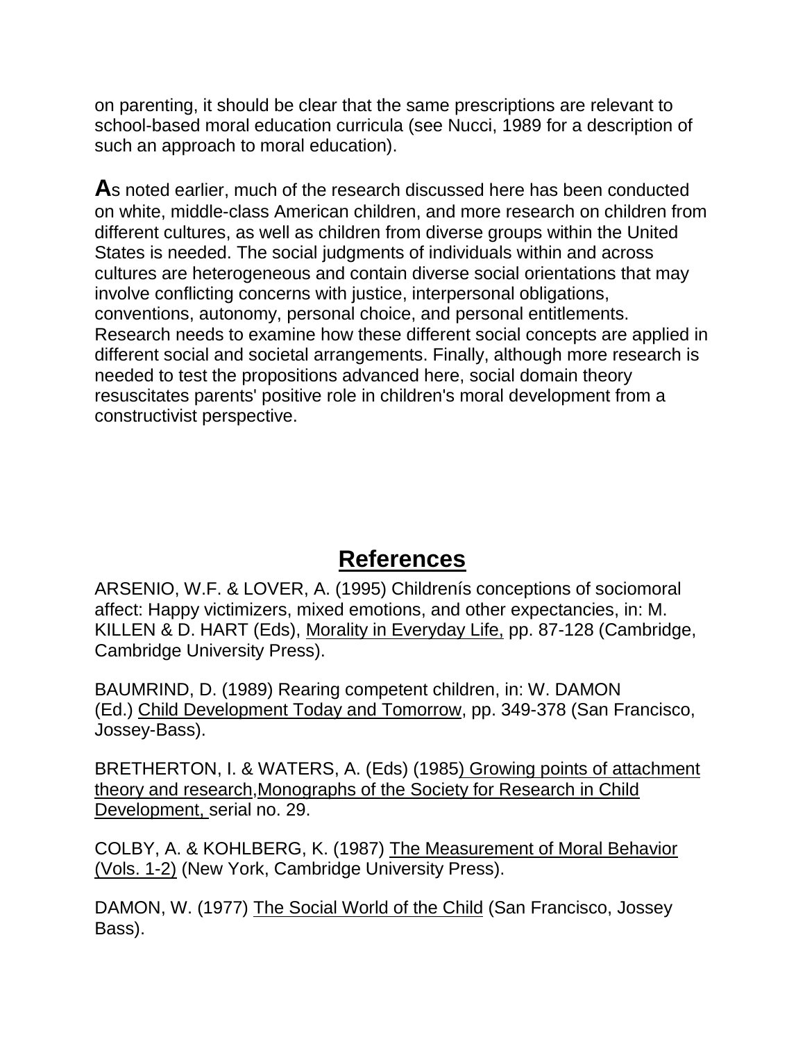on parenting, it should be clear that the same prescriptions are relevant to school-based moral education curricula (see Nucci, 1989 for a description of such an approach to moral education).

**A**s noted earlier, much of the research discussed here has been conducted on white, middle-class American children, and more research on children from different cultures, as well as children from diverse groups within the United States is needed. The social judgments of individuals within and across cultures are heterogeneous and contain diverse social orientations that may involve conflicting concerns with justice, interpersonal obligations, conventions, autonomy, personal choice, and personal entitlements. Research needs to examine how these different social concepts are applied in different social and societal arrangements. Finally, although more research is needed to test the propositions advanced here, social domain theory resuscitates parents' positive role in children's moral development from a constructivist perspective.

## References

ARSENIO, W.F. & LOVER, A. (1995) Childrenís conceptions of sociomoral affect: Happy victimizers, mixed emotions, and other expectancies, in: M. KILLEN & D. HART (Eds), Morality in Everyday Life, pp. 87-128 (Cambridge, Cambridge University Press).

BAUMRIND, D. (1989) Rearing competent children, in: W. DAMON (Ed.) Child Development Today and Tomorrow, pp. 349-378 (San Francisco, Jossey-Bass).

BRETHERTON, I. & WATERS, A. (Eds) (1985) Growing points of attachment theory and research, Monographs of the Society for Research in Child Development, serial no. 29.

COLBY, A. & KOHLBERG, K. (1987) The Measurement of Moral Behavior (Vols. 1-2) (New York, Cambridge University Press).

DAMON, W. (1977) The Social World of the Child (San Francisco, Jossey Bass).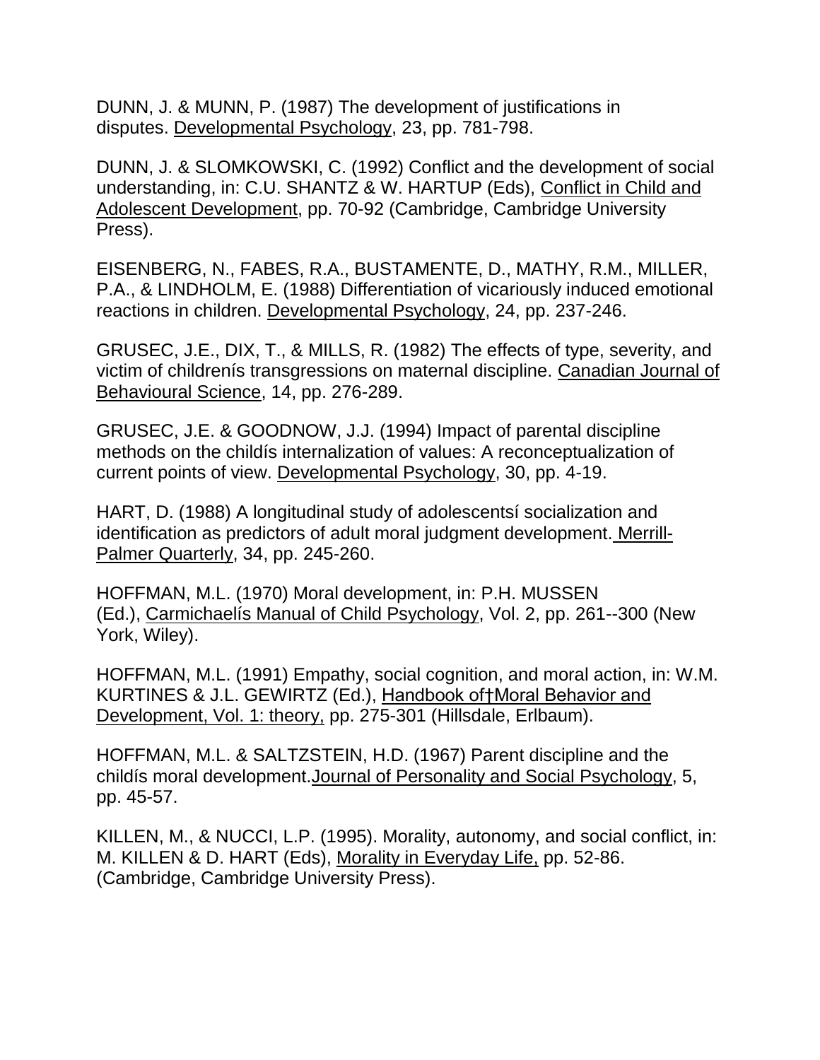DUNN, J. & MUNN, P. (1987) The development of justifications in disputes. Developmental Psychology, 23, pp. 781-798.

DUNN, J. & SLOMKOWSKI, C. (1992) Conflict and the development of social understanding, in: C.U. SHANTZ & W. HARTUP (Eds), Conflict in Child and Adolescent Development, pp. 70-92 (Cambridge, Cambridge University Press).

EISENBERG, N., FABES, R.A., BUSTAMENTE, D., MATHY, R.M., MILLER, P.A., & LINDHOLM, E. (1988) Differentiation of vicariously induced emotional reactions in children. Developmental Psychology, 24, pp. 237-246.

GRUSEC, J.E., DIX, T., & MILLS, R. (1982) The effects of type, severity, and victim of childrenís transgressions on maternal discipline. Canadian Journal of Behavioural Science, 14, pp. 276-289.

GRUSEC, J.E. & GOODNOW, J.J. (1994) Impact of parental discipline methods on the childís internalization of values: A reconceptualization of current points of view. Developmental Psychology, 30, pp. 4-19.

HART, D. (1988) A longitudinal study of adolescentsí socialization and identification as predictors of adult moral judgment development. Merrill-Palmer Quarterly, 34, pp. 245-260.

HOFFMAN, M.L. (1970) Moral development, in: P.H. MUSSEN (Ed.), Carmichaelís Manual of Child Psychology, Vol. 2, pp. 261--300 (New York, Wiley).

HOFFMAN, M.L. (1991) Empathy, social cognition, and moral action, in: W.M. KURTINES & J.L. GEWIRTZ (Ed.), Handbook of†Moral Behavior and Development, Vol. 1: theory, pp. 275-301 (Hillsdale, Erlbaum).

HOFFMAN, M.L. & SALTZSTEIN, H.D. (1967) Parent discipline and the childís moral development.Journal of Personality and Social Psychology, 5, pp. 45-57.

KILLEN, M., & NUCCI, L.P. (1995). Morality, autonomy, and social conflict, in: M. KILLEN & D. HART (Eds), Morality in Everyday Life, pp. 52-86. (Cambridge, Cambridge University Press).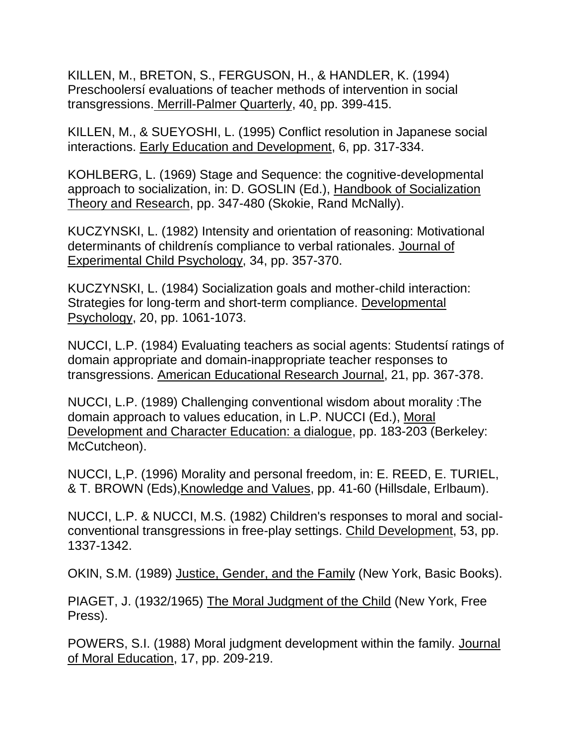KILLEN, M., BRETON, S., FERGUSON, H., & HANDLER, K. (1994) Preschoolersí evaluations of teacher methods of intervention in social transgressions. Merrill-Palmer Quarterly, 40, pp. 399-415.

KILLEN, M., & SUEYOSHI, L. (1995) Conflict resolution in Japanese social interactions. Early Education and Development, 6, pp. 317-334.

KOHLBERG, L. (1969) Stage and Sequence: the cognitive-developmental approach to socialization, in: D. GOSLIN (Ed.), Handbook of Socialization Theory and Research, pp. 347-480 (Skokie, Rand McNally).

KUCZYNSKI, L. (1982) Intensity and orientation of reasoning: Motivational determinants of childrenís compliance to verbal rationales. Journal of Experimental Child Psychology, 34, pp. 357-370.

KUCZYNSKI, L. (1984) Socialization goals and mother-child interaction: Strategies for long-term and short-term compliance. Developmental Psychology, 20, pp. 1061-1073.

NUCCI, L.P. (1984) Evaluating teachers as social agents: Studentsí ratings of domain appropriate and domain-inappropriate teacher responses to transgressions. American Educational Research Journal, 21, pp. 367-378.

NUCCI, L.P. (1989) Challenging conventional wisdom about morality :The domain approach to values education, in L.P. NUCCI (Ed.), Moral Development and Character Education: a dialogue, pp. 183-203 (Berkeley: McCutcheon).

NUCCI, L,P. (1996) Morality and personal freedom, in: E. REED, E. TURIEL, & T. BROWN (Eds),Knowledge and Values, pp. 41-60 (Hillsdale, Erlbaum).

NUCCI, L.P. & NUCCI, M.S. (1982) Children's responses to moral and social-conventional transgressions in free-play settings. Child Development, 53, pp. 1337-1342.

OKIN, S.M. (1989) Justice, Gender, and the Family (New York, Basic Books).

PIAGET, J. (1932/1965) The Moral Judgment of the Child (New York, Free Press).

POWERS, S.I. (1988) Moral judgment development within the family. Journal of Moral Education, 17, pp. 209-219.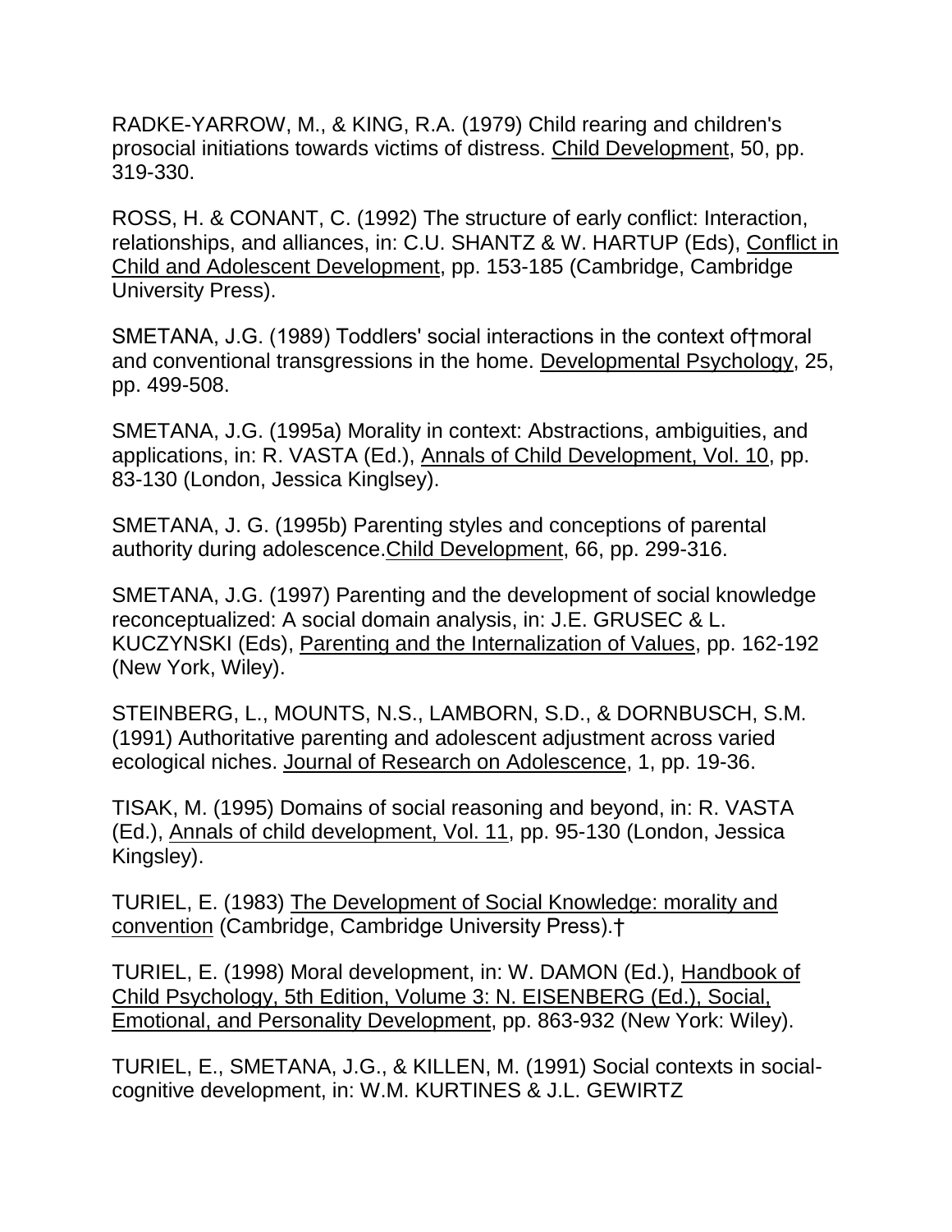RADKE-YARROW, M., & KING, R.A. (1979) Child rearing and children's prosocial initiations towards victims of distress. Child Development, 50, pp. 319-330.

ROSS, H. & CONANT, C. (1992) The structure of early conflict: Interaction, relationships, and alliances, in: C.U. SHANTZ & W. HARTUP (Eds), Conflict in Child and Adolescent Development, pp. 153-185 (Cambridge, Cambridge University Press).

SMETANA, J.G. (1989) Toddlers' social interactions in the context of†moral and conventional transgressions in the home. Developmental Psychology, 25, pp. 499-508.

SMETANA, J.G. (1995a) Morality in context: Abstractions, ambiguities, and applications, in: R. VASTA (Ed.), Annals of Child Development, Vol. 10, pp. 83-130 (London, Jessica Kinglsey).

SMETANA, J. G. (1995b) Parenting styles and conceptions of parental authority during adolescence.Child Development, 66, pp. 299-316.

SMETANA, J.G. (1997) Parenting and the development of social knowledge reconceptualized: A social domain analysis, in: J.E. GRUSEC & L. KUCZYNSKI (Eds), Parenting and the Internalization of Values, pp. 162-192 (New York, Wiley).

STEINBERG, L., MOUNTS, N.S., LAMBORN, S.D., & DORNBUSCH, S.M. (1991) Authoritative parenting and adolescent adjustment across varied ecological niches. Journal of Research on Adolescence, 1, pp. 19-36.

TISAK, M. (1995) Domains of social reasoning and beyond, in: R. VASTA (Ed.), Annals of child development, Vol. 11, pp. 95-130 (London, Jessica Kingsley).

TURIEL, E. (1983) The Development of Social Knowledge: morality and convention (Cambridge, Cambridge University Press).†

TURIEL, E. (1998) Moral development, in: W. DAMON (Ed.), Handbook of Child Psychology, 5th Edition, Volume 3: N. EISENBERG (Ed.), Social, Emotional, and Personality Development, pp. 863-932 (New York: Wiley).

TURIEL, E., SMETANA, J.G., & KILLEN, M. (1991) Social contexts in social-cognitive development, in: W.M. KURTINES & J.L. GEWIRTZ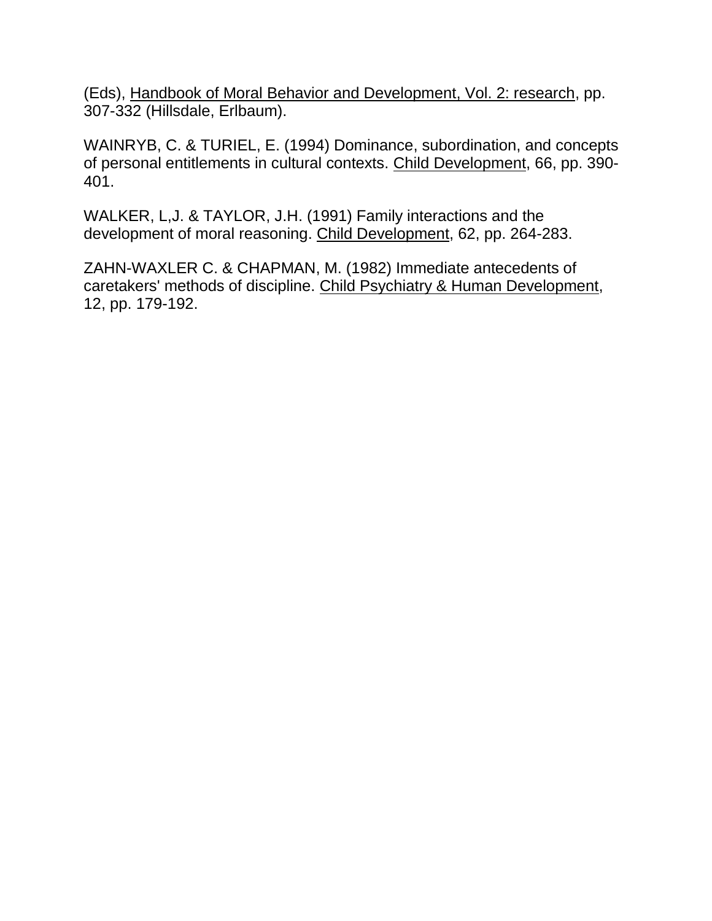(Eds), Handbook of Moral Behavior and Development, Vol. 2: research, pp. 307-332 (Hillsdale, Erlbaum).

WAINRYB, C. & TURIEL, E. (1994) Dominance, subordination, and concepts of personal entitlements in cultural contexts. Child Development, 66, pp. 390-401.

WALKER, L,J. & TAYLOR, J.H. (1991) Family interactions and the development of moral reasoning. Child Development, 62, pp. 264-283.

ZAHN-WAXLER C. & CHAPMAN, M. (1982) Immediate antecedents of caretakers' methods of discipline. Child Psychiatry & Human Development, 12, pp. 179-192.